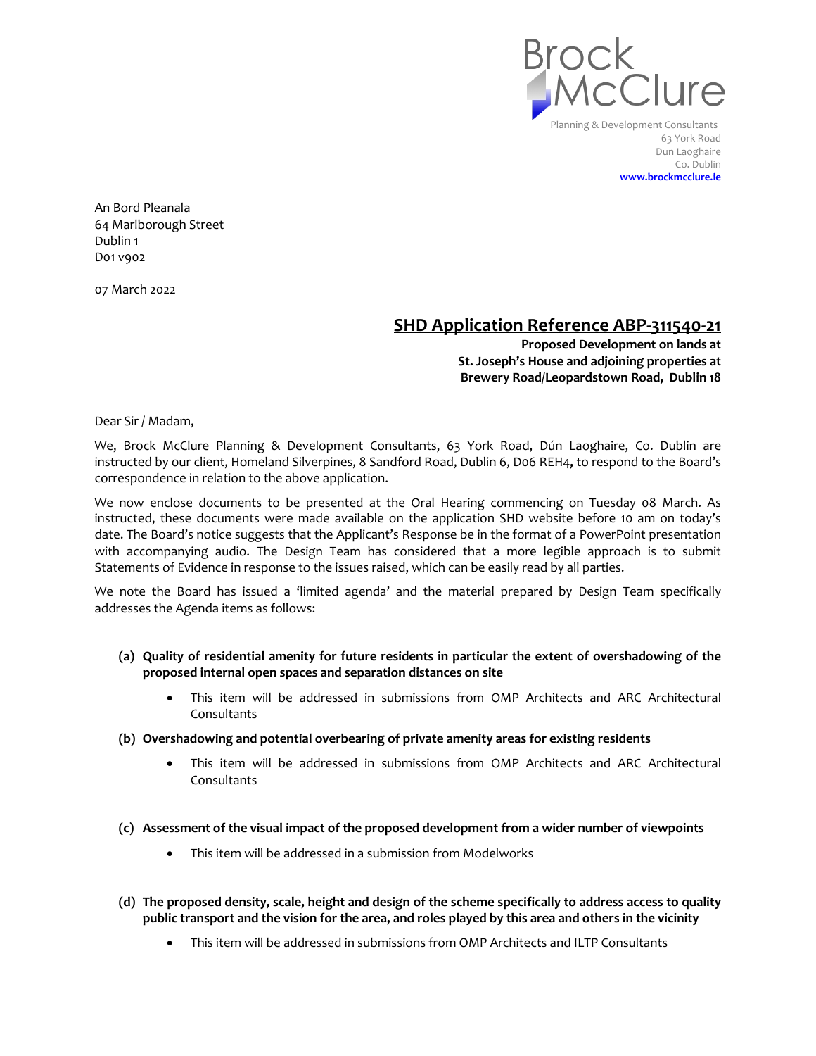Brock McClure

Planning & Development Consultants
63 York Road
Dun Laoghaire
Co. Dublin
**www.brockmcclure.ie**

An Bord Pleanala
64 Marlborough Street
Dublin 1
D01 v902

07 March 2022

**SHD Application Reference ABP-311540-21**

**Proposed Development on lands at**
**St. Joseph's House and adjoining properties at**
**Brewery Road/Leopardstown Road, Dublin 18**

Dear Sir / Madam,

We, Brock McClure Planning & Development Consultants, 63 York Road, Dún Laoghaire, Co. Dublin are instructed by our client, Homeland Silverpines, 8 Sandford Road, Dublin 6, D06 REH4, to respond to the Board's correspondence in relation to the above application.

We now enclose documents to be presented at the Oral Hearing commencing on Tuesday 08 March. As instructed, these documents were made available on the application SHD website before 10 am on today's date. The Board's notice suggests that the Applicant's Response be in the format of a PowerPoint presentation with accompanying audio. The Design Team has considered that a more legible approach is to submit Statements of Evidence in response to the issues raised, which can be easily read by all parties.

We note the Board has issued a 'limited agenda' and the material prepared by Design Team specifically addresses the Agenda items as follows:

**(a) Quality of residential amenity for future residents in particular the extent of overshadowing of the proposed internal open spaces and separation distances on site**

- This item will be addressed in submissions from OMP Architects and ARC Architectural Consultants

**(b) Overshadowing and potential overbearing of private amenity areas for existing residents**

- This item will be addressed in submissions from OMP Architects and ARC Architectural Consultants

**(c) Assessment of the visual impact of the proposed development from a wider number of viewpoints**

- This item will be addressed in a submission from Modelworks

**(d) The proposed density, scale, height and design of the scheme specifically to address access to quality public transport and the vision for the area, and roles played by this area and others in the vicinity**

- This item will be addressed in submissions from OMP Architects and ILTP Consultants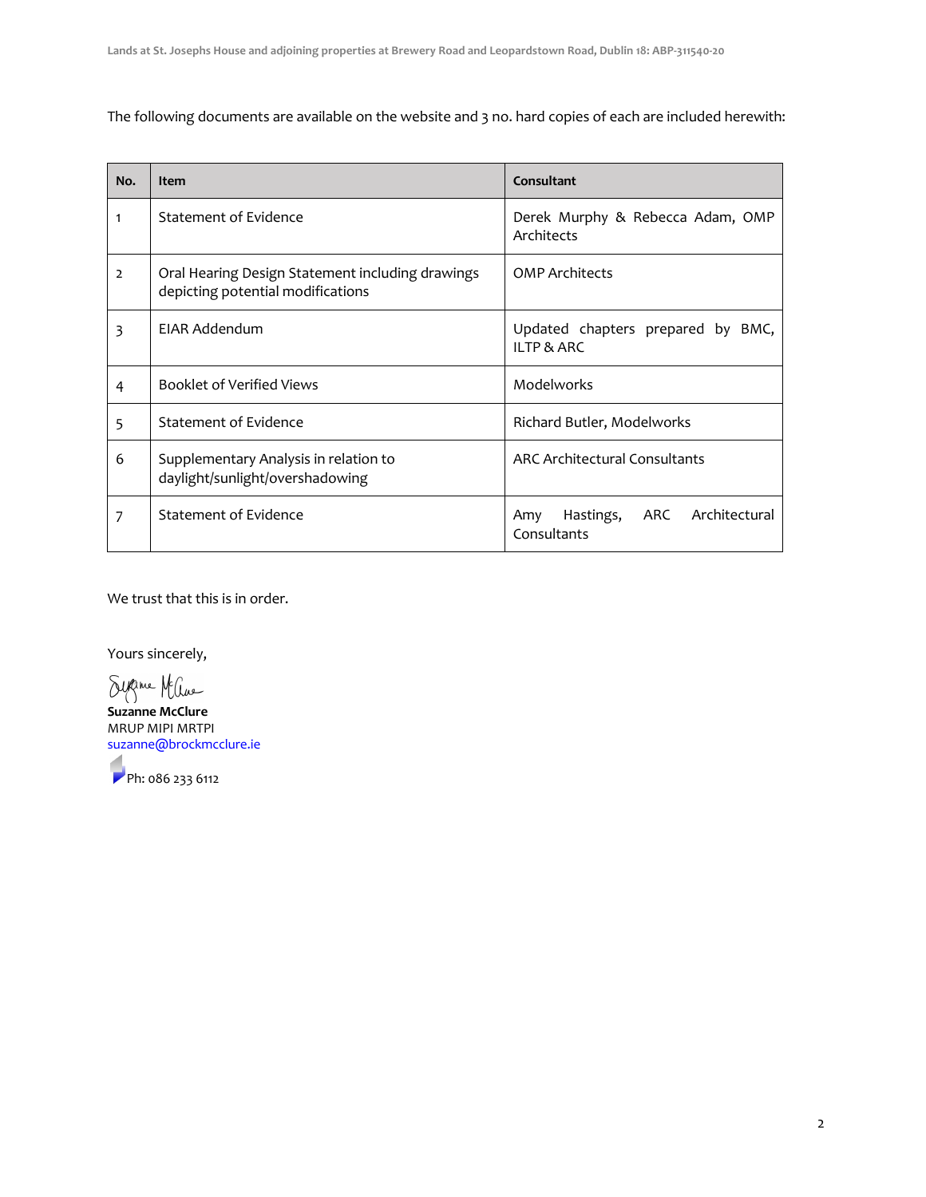The following documents are available on the website and 3 no. hard copies of each are included herewith:

| No. | Item | Consultant |
|---|---|---|
| 1 | Statement of Evidence | Derek Murphy & Rebecca Adam, OMP Architects |
| 2 | Oral Hearing Design Statement including drawings depicting potential modifications | OMP Architects |
| 3 | EIAR Addendum | Updated chapters prepared by BMC, ILTP & ARC |
| 4 | Booklet of Verified Views | Modelworks |
| 5 | Statement of Evidence | Richard Butler, Modelworks |
| 6 | Supplementary Analysis in relation to daylight/sunlight/overshadowing | ARC Architectural Consultants |
| 7 | Statement of Evidence | Amy Hastings, ARC Architectural Consultants |

We trust that this is in order.

Yours sincerely,

**Suzanne McClure**
MRUP MIPI MRTPI
suzanne@brockmcclure.ie

Ph: 086 233 6112